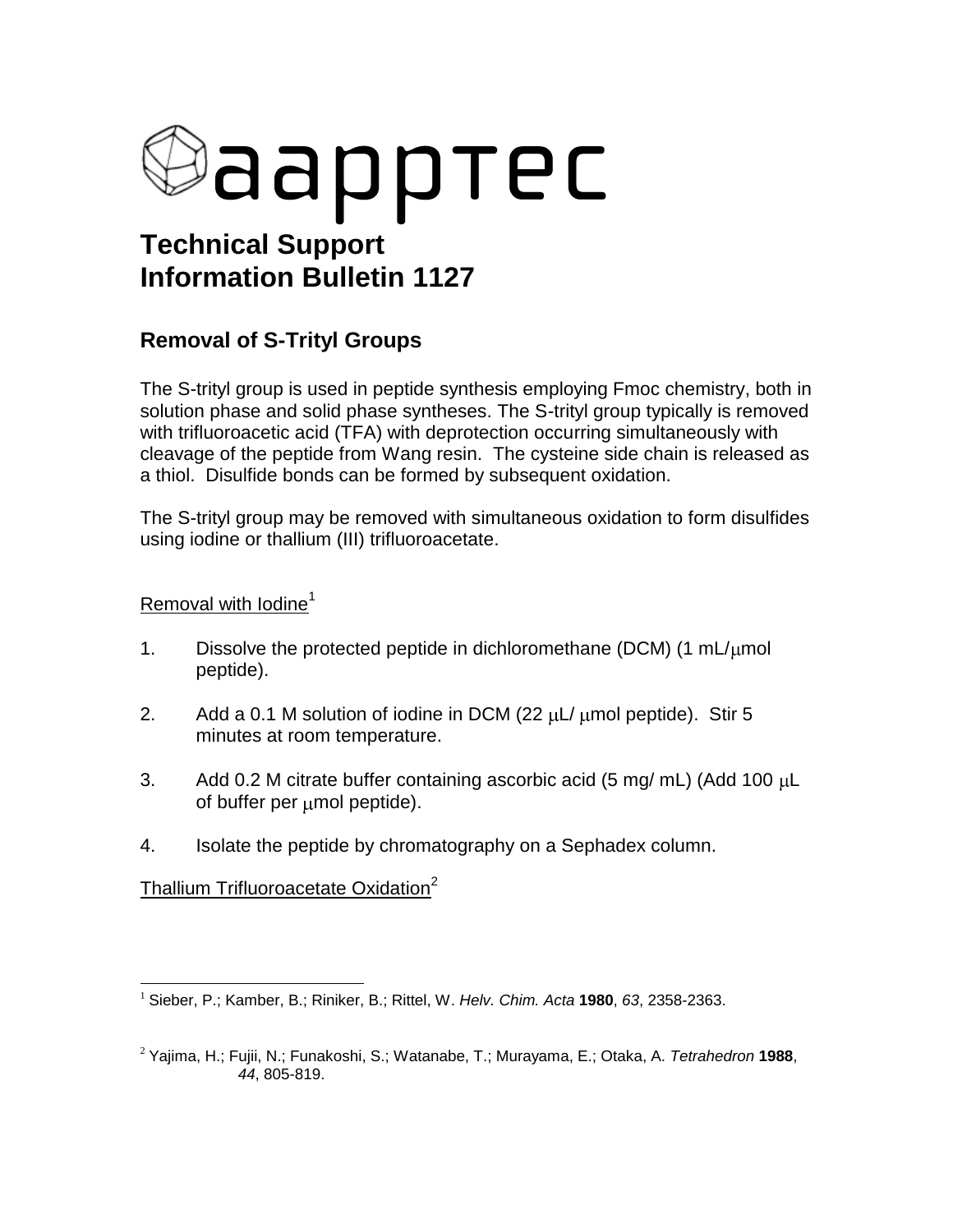aapptec

# Technical Support Information Bulletin 1127

## Removal of S-Trityl Groups

The S-trityl group is used in peptide synthesis employing Fmoc chemistry, both in solution phase and solid phase syntheses. The S-trityl group typically is removed with trifluoroacetic acid (TFA) with deprotection occurring simultaneously with cleavage of the peptide from Wang resin. The cysteine side chain is released as a thiol. Disulfide bonds can be formed by subsequent oxidation.

The S-trityl group may be removed with simultaneous oxidation to form disulfides using iodine or thallium (III) trifluoroacetate.

<u>Removal with Iodine</u>[1]

1. Dissolve the protected peptide in dichloromethane (DCM) (1 mL/μmol peptide).

2. Add a 0.1 M solution of iodine in DCM (22 μL/ μmol peptide). Stir 5 minutes at room temperature.

3. Add 0.2 M citrate buffer containing ascorbic acid (5 mg/ mL) (Add 100 μL of buffer per μmol peptide).

4. Isolate the peptide by chromatography on a Sephadex column.

<u>Thallium Trifluoroacetate Oxidation</u>[2]

---

[1] Sieber, P.; Kamber, B.; Riniker, B.; Rittel, W. *Helv. Chim. Acta* **1980**, *63*, 2358-2363.

[2] Yajima, H.; Fujii, N.; Funakoshi, S.; Watanabe, T.; Murayama, E.; Otaka, A. *Tetrahedron* **1988**, *44*, 805-819.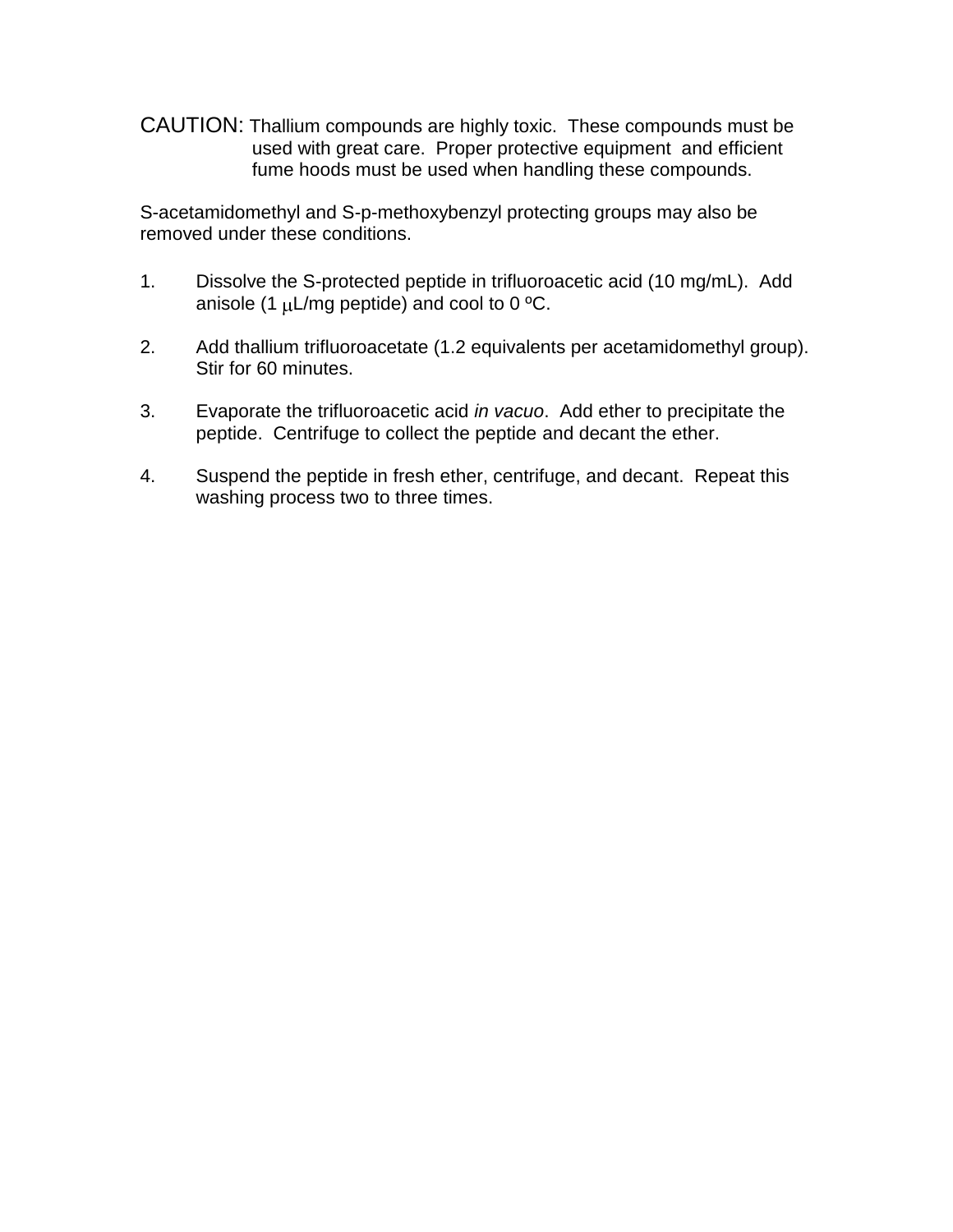CAUTION: Thallium compounds are highly toxic. These compounds must be used with great care. Proper protective equipment and efficient fume hoods must be used when handling these compounds.

S-acetamidomethyl and S-p-methoxybenzyl protecting groups may also be removed under these conditions.

1. Dissolve the S-protected peptide in trifluoroacetic acid (10 mg/mL). Add anisole (1 μL/mg peptide) and cool to 0 ºC.

2. Add thallium trifluoroacetate (1.2 equivalents per acetamidomethyl group). Stir for 60 minutes.

3. Evaporate the trifluoroacetic acid *in vacuo*. Add ether to precipitate the peptide. Centrifuge to collect the peptide and decant the ether.

4. Suspend the peptide in fresh ether, centrifuge, and decant. Repeat this washing process two to three times.